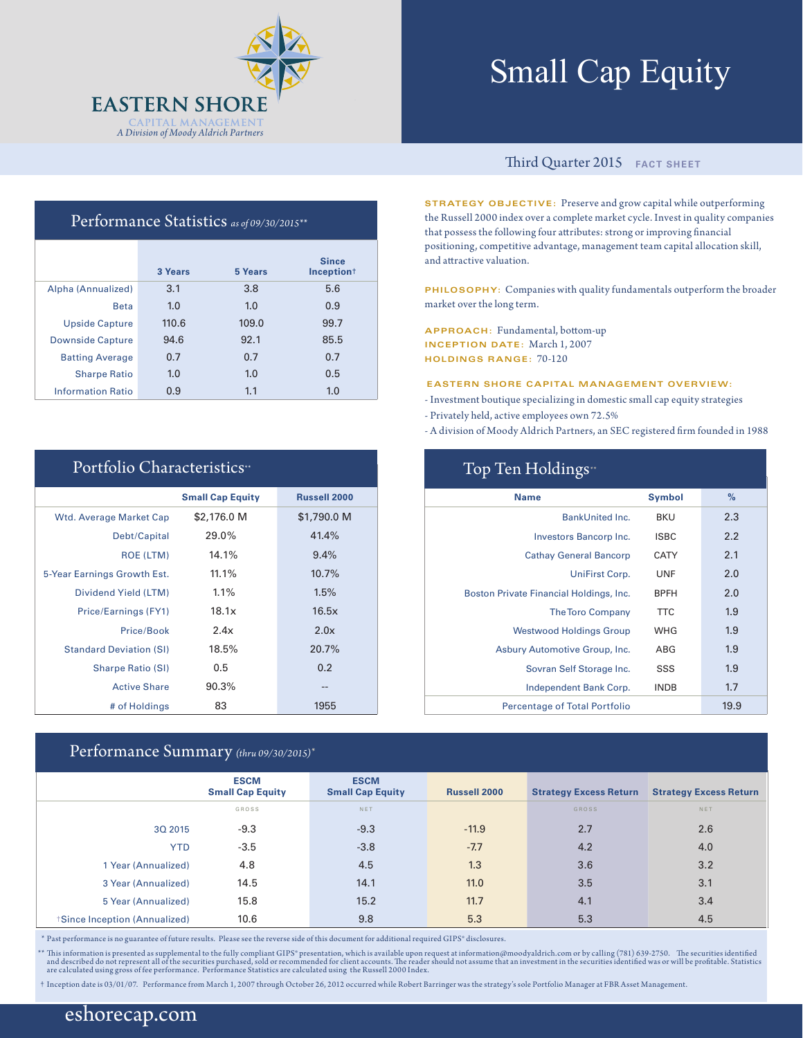# EASTERN SHORE

CAPITAL MANAGEMENT

*A Division of Moody Aldrich Partners*

# Small Cap Equity

Third Quarter 2015 **FACT SHEET**

## Performance Statistics *as of 09/30/2015***

| | 3 Years | 5 Years | Since Inception† |
|---|---|---|---|
| Alpha (Annualized) | 3.1 | 3.8 | 5.6 |
| Beta | 1.0 | 1.0 | 0.9 |
| Upside Capture | 110.6 | 109.0 | 99.7 |
| Downside Capture | 94.6 | 92.1 | 85.5 |
| Batting Average | 0.7 | 0.7 | 0.7 |
| Sharpe Ratio | 1.0 | 1.0 | 0.5 |
| Information Ratio | 0.9 | 1.1 | 1.0 |

**STRATEGY OBJECTIVE:** Preserve and grow capital while outperforming the Russell 2000 index over a complete market cycle. Invest in quality companies that possess the following four attributes: strong or improving financial positioning, competitive advantage, management team capital allocation skill, and attractive valuation.

**PHILOSOPHY:** Companies with quality fundamentals outperform the broader market over the long term.

**APPROACH:** Fundamental, bottom-up
**INCEPTION DATE:** March 1, 2007
**HOLDINGS RANGE:** 70-120

**EASTERN SHORE CAPITAL MANAGEMENT OVERVIEW:**

- Investment boutique specializing in domestic small cap equity strategies
- Privately held, active employees own 72.5%
- A division of Moody Aldrich Partners, an SEC registered firm founded in 1988

## Portfolio Characteristics**

| | Small Cap Equity | Russell 2000 |
|---|---|---|
| Wtd. Average Market Cap | $2,176.0 M | $1,790.0 M |
| Debt/Capital | 29.0% | 41.4% |
| ROE (LTM) | 14.1% | 9.4% |
| 5-Year Earnings Growth Est. | 11.1% | 10.7% |
| Dividend Yield (LTM) | 1.1% | 1.5% |
| Price/Earnings (FY1) | 18.1x | 16.5x |
| Price/Book | 2.4x | 2.0x |
| Standard Deviation (SI) | 18.5% | 20.7% |
| Sharpe Ratio (SI) | 0.5 | 0.2 |
| Active Share | 90.3% | -- |
| # of Holdings | 83 | 1955 |

## Top Ten Holdings**

| Name | Symbol | % |
|---|---|---|
| BankUnited Inc. | BKU | 2.3 |
| Investors Bancorp Inc. | ISBC | 2.2 |
| Cathay General Bancorp | CATY | 2.1 |
| UniFirst Corp. | UNF | 2.0 |
| Boston Private Financial Holdings, Inc. | BPFH | 2.0 |
| The Toro Company | TTC | 1.9 |
| Westwood Holdings Group | WHG | 1.9 |
| Asbury Automotive Group, Inc. | ABG | 1.9 |
| Sovran Self Storage Inc. | SSS | 1.9 |
| Independent Bank Corp. | INDB | 1.7 |
| Percentage of Total Portfolio | | 19.9 |

## Performance Summary *(thru 09/30/2015)**

| | ESCM Small Cap Equity | ESCM Small Cap Equity | Russell 2000 | Strategy Excess Return | Strategy Excess Return |
|---|---|---|---|---|---|
| | GROSS | NET | | GROSS | NET |
| 3Q 2015 | -9.3 | -9.3 | -11.9 | 2.7 | 2.6 |
| YTD | -3.5 | -3.8 | -7.7 | 4.2 | 4.0 |
| 1 Year (Annualized) | 4.8 | 4.5 | 1.3 | 3.6 | 3.2 |
| 3 Year (Annualized) | 14.5 | 14.1 | 11.0 | 3.5 | 3.1 |
| 5 Year (Annualized) | 15.8 | 15.2 | 11.7 | 4.1 | 3.4 |
| †Since Inception (Annualized) | 10.6 | 9.8 | 5.3 | 5.3 | 4.5 |

\* Past performance is no guarantee of future results. Please see the reverse side of this document for additional required GIPS® disclosures.

** This information is presented as supplemental to the fully compliant GIPS® presentation, which is available upon request at information@moodyaldrich.com or by calling (781) 639-2750. The securities identified and described do not represent all of the securities purchased, sold or recommended for client accounts. The reader should not assume that an investment in the securities identified was or will be profitable. Statistics are calculated using gross of fee performance. Performance Statistics are calculated using the Russell 2000 Index.

† Inception date is 03/01/07. Performance from March 1, 2007 through October 26, 2012 occurred while Robert Barringer was the strategy's sole Portfolio Manager at FBR Asset Management.

eshorecap.com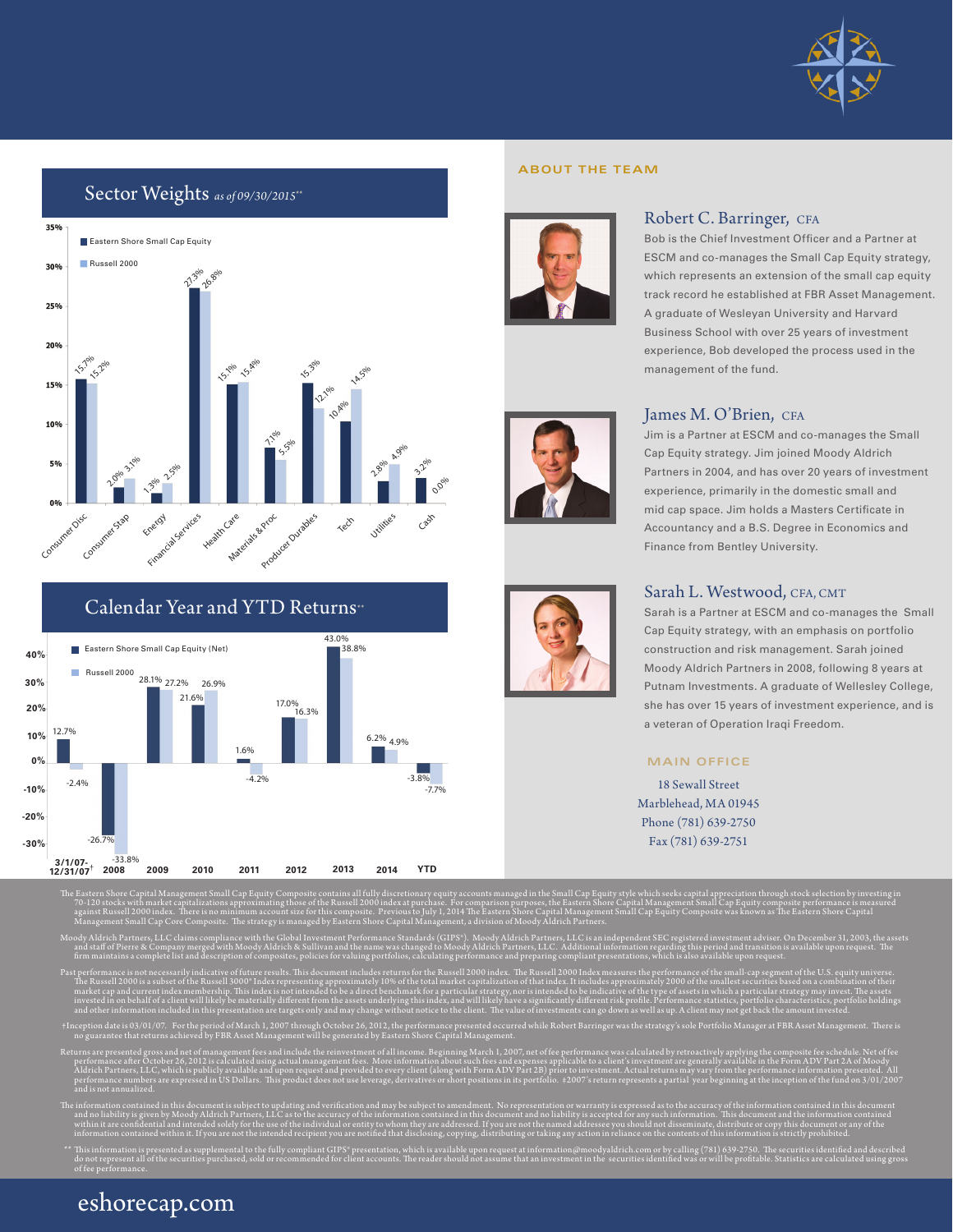## Sector Weights *as of 09/30/2015***

35%
30%
25%
20%
15%
10%
5%
0%

Eastern Shore Small Cap Equity
Russell 2000

15.7% 15.2%
2.0% 3.1%
1.3% 2.5%
27.3% 26.8%
15.1% 15.4%
7.1% 5.5%
15.3% 12.1%
10.4% 14.5%
2.8% 4.9%
3.2% 0.0%

Consumer Disc
Consumer Stap
Energy
Financial Services
Health Care
Materials & Proc
Producer Durables
Tech
Utilities
Cash

## Calendar Year and YTD Returns**

40%
30%
20%
10%
0%
-10%
-20%
-30%

Eastern Shore Small Cap Equity (Net)
Russell 2000

12.7% -2.4%
-26.7% -33.8%
28.1% 27.2%
21.6% 26.9%
1.6% -4.2%
17.0% 16.3%
43.0% 38.8%
6.2% 4.9%
-3.8% -7.7%

3/1/07-12/31/07† 2008 2009 2010 2011 2012 2013 2014 YTD

## ABOUT THE TEAM

### Robert C. Barringer, CFA

Bob is the Chief Investment Officer and a Partner at ESCM and co-manages the Small Cap Equity strategy, which represents an extension of the small cap equity track record he established at FBR Asset Management. A graduate of Wesleyan University and Harvard Business School with over 25 years of investment experience, Bob developed the process used in the management of the fund.

### James M. O'Brien, CFA

Jim is a Partner at ESCM and co-manages the Small Cap Equity strategy. Jim joined Moody Aldrich Partners in 2004, and has over 20 years of investment experience, primarily in the domestic small and mid cap space. Jim holds a Masters Certificate in Accountancy and a B.S. Degree in Economics and Finance from Bentley University.

### Sarah L. Westwood, CFA, CMT

Sarah is a Partner at ESCM and co-manages the Small Cap Equity strategy, with an emphasis on portfolio construction and risk management. Sarah joined Moody Aldrich Partners in 2008, following 8 years at Putnam Investments. A graduate of Wellesley College, she has over 15 years of investment experience, and is a veteran of Operation Iraqi Freedom.

## MAIN OFFICE

18 Sewall Street
Marblehead, MA 01945
Phone (781) 639-2750
Fax (781) 639-2751

The Eastern Shore Capital Management Small Cap Equity Composite contains all fully discretionary equity accounts managed in the Small Cap Equity style which seeks capital appreciation through stock selection by investing in 70-120 stocks with market capitalizations approximating those of the Russell 2000 index at purchase. For comparison purposes, the Eastern Shore Capital Management Small Cap Equity composite performance is measured against Russell 2000 index. There is no minimum account size for this composite. Previous to July 1, 2014 The Eastern Shore Capital Management Small Cap Equity Composite was known as The Eastern Shore Capital Management Small Cap Core Composite. The strategy is managed by Eastern Shore Capital Management, a division of Moody Aldrich Partners.

Moody Aldrich Partners, LLC claims compliance with the Global Investment Performance Standards (GIPS®). Moody Aldrich Partners, LLC is an independent SEC registered investment adviser. On December 31, 2003, the assets and staff of Pierre & Company merged with Moody Aldrich & Sullivan and the name was changed to Moody Aldrich Partners, LLC. Additional information regarding this period and transition is available upon request. The firm maintains a complete list and description of composites, policies for valuing portfolios, calculating performance and preparing compliant presentations, which is also available upon request.

Past performance is not necessarily indicative of future results. This document includes returns for the Russell 2000 index. The Russell 2000 Index measures the performance of the small-cap segment of the U.S. equity universe. The Russell 2000 is a subset of the Russell 3000® Index representing approximately 10% of the total market capitalization of that index. It includes approximately 2000 of the smallest securities based on a combination of their market cap and current index membership. This index is not intended to be a direct benchmark for a particular strategy, nor is intended to be indicative of the type of assets in which a particular strategy may invest. The assets invested in on behalf of a client will likely be materially different from the assets underlying this index, and will likely have a significantly different risk profile. Performance statistics, portfolio characteristics, portfolio holdings and other information included in this presentation are targets only and may change without notice to the client. The value of investments can go down as well as up. A client may not get back the amount invested.

†Inception date is 03/01/07. For the period of March 1, 2007 through October 26, 2012, the performance presented occurred while Robert Barringer was the strategy's sole Portfolio Manager at FBR Asset Management. There is no guarantee that returns achieved by FBR Asset Management will be generated by Eastern Shore Capital Management.

Returns are presented gross and net of management fees and include the reinvestment of all income. Beginning March 1, 2007, net of fee performance was calculated by retroactively applying the composite fee schedule. Net of fee performance after October 26, 2012 is calculated using actual management fees. More information about such fees and expenses applicable to a client's investment are generally available in the Form ADV Part 2A of Moody Aldrich Partners, LLC, which is publicly available and upon request and provided to every client (along with Form ADV Part 2B) prior to investment. Actual returns may vary from the performance information presented. All performance numbers are expressed in US Dollars. This product does not use leverage, derivatives or short positions in its portfolio. ‡2007's return represents a partial year beginning at the inception of the fund on 3/01/2007 and is not annualized.

The information contained in this document is subject to updating and verification and may be subject to amendment. No representation or warranty is expressed as to the accuracy of the information contained in this document and no liability is given by Moody Aldrich Partners, LLC as to the accuracy of the information contained in this document. This document and the information contained within it are confidential and intended solely for the use of the individual or entity to whom they are addressed. If you are not the named addressee you should not disseminate, distribute or copy this document or any of the information contained within it. If you are not the intended recipient you are notified that disclosing, copying, distributing or taking any action in reliance on the contents of this information is strictly prohibited.

** This information is presented as supplemental to the fully compliant GIPS® presentation, which is available upon request at information@moodyaldrich.com or by calling (781) 639-2750. The securities identified and described do not represent all of the securities purchased, sold or recommended for client accounts. The reader should not assume that an investment in the securities identified was or will be profitable. Statistics are calculated using gross of fee performance.

eshorecap.com